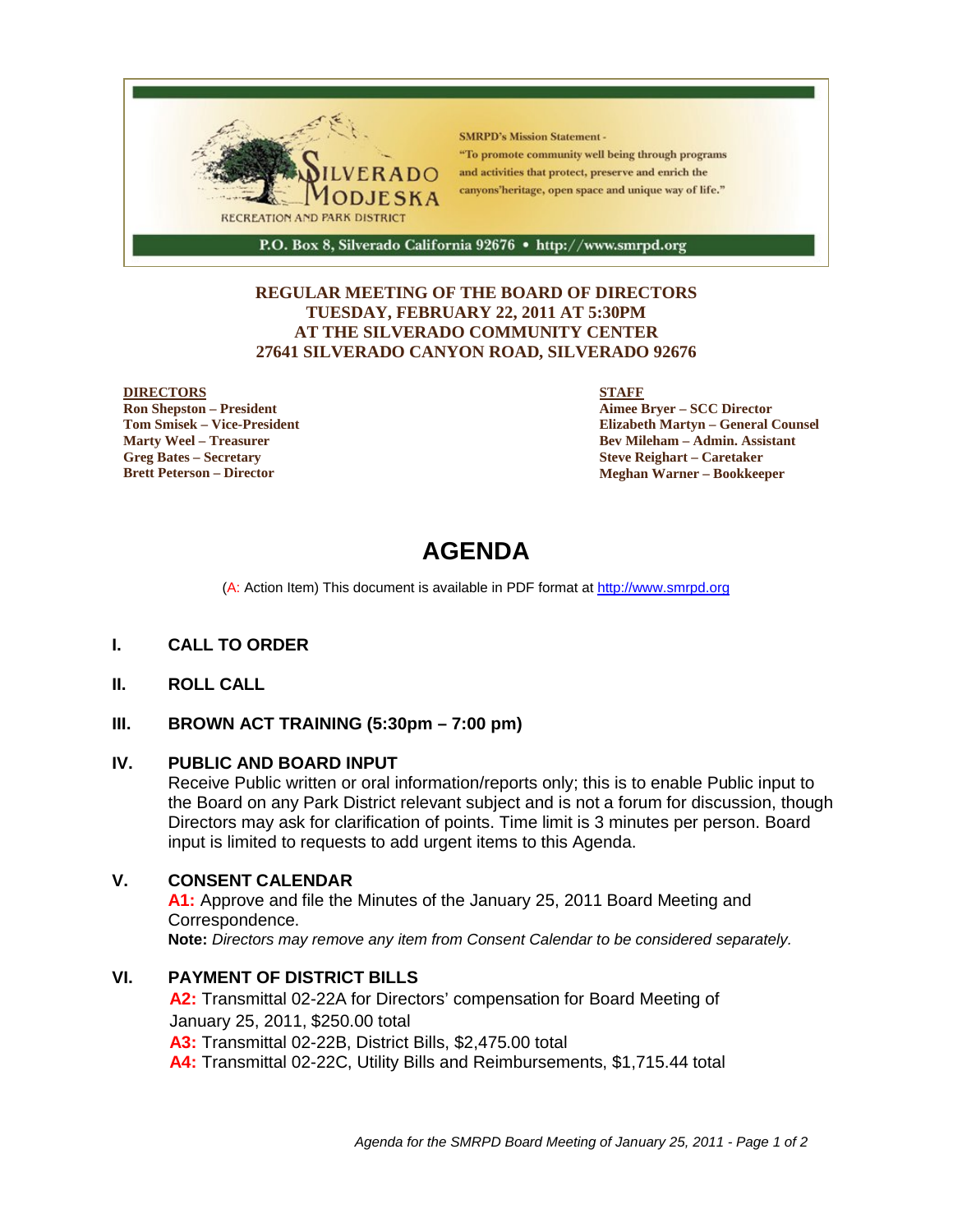SILVERADO MODJESKA RECREATION AND PARK DISTRICT

SMRPD's Mission Statement - "To promote community well being through programs and activities that protect, preserve and enrich the canyons' heritage, open space and unique way of life."

P.O. Box 8, Silverado California 92676 • http://www.smrpd.org

**REGULAR MEETING OF THE BOARD OF DIRECTORS**
**TUESDAY, FEBRUARY 22, 2011 AT 5:30PM**
**AT THE SILVERADO COMMUNITY CENTER**
**27641 SILVERADO CANYON ROAD, SILVERADO 92676**

**DIRECTORS**
**Ron Shepston – President**
**Tom Smisek – Vice-President**
**Marty Weel – Treasurer**
**Greg Bates – Secretary**
**Brett Peterson – Director**

**STAFF**
**Aimee Bryer – SCC Director**
**Elizabeth Martyn – General Counsel**
**Bev Mileham – Admin. Assistant**
**Steve Reighart – Caretaker**
**Meghan Warner – Bookkeeper**

# AGENDA

(A: Action Item) This document is available in PDF format at http://www.smrpd.org

## I. CALL TO ORDER

## II. ROLL CALL

## III. BROWN ACT TRAINING (5:30pm – 7:00 pm)

## IV. PUBLIC AND BOARD INPUT

Receive Public written or oral information/reports only; this is to enable Public input to the Board on any Park District relevant subject and is not a forum for discussion, though Directors may ask for clarification of points. Time limit is 3 minutes per person. Board input is limited to requests to add urgent items to this Agenda.

## V. CONSENT CALENDAR

**A1:** Approve and file the Minutes of the January 25, 2011 Board Meeting and Correspondence.

**Note:** *Directors may remove any item from Consent Calendar to be considered separately.*

## VI. PAYMENT OF DISTRICT BILLS

**A2:** Transmittal 02-22A for Directors' compensation for Board Meeting of January 25, 2011, $250.00 total

**A3:** Transmittal 02-22B, District Bills, $2,475.00 total

**A4:** Transmittal 02-22C, Utility Bills and Reimbursements, $1,715.44 total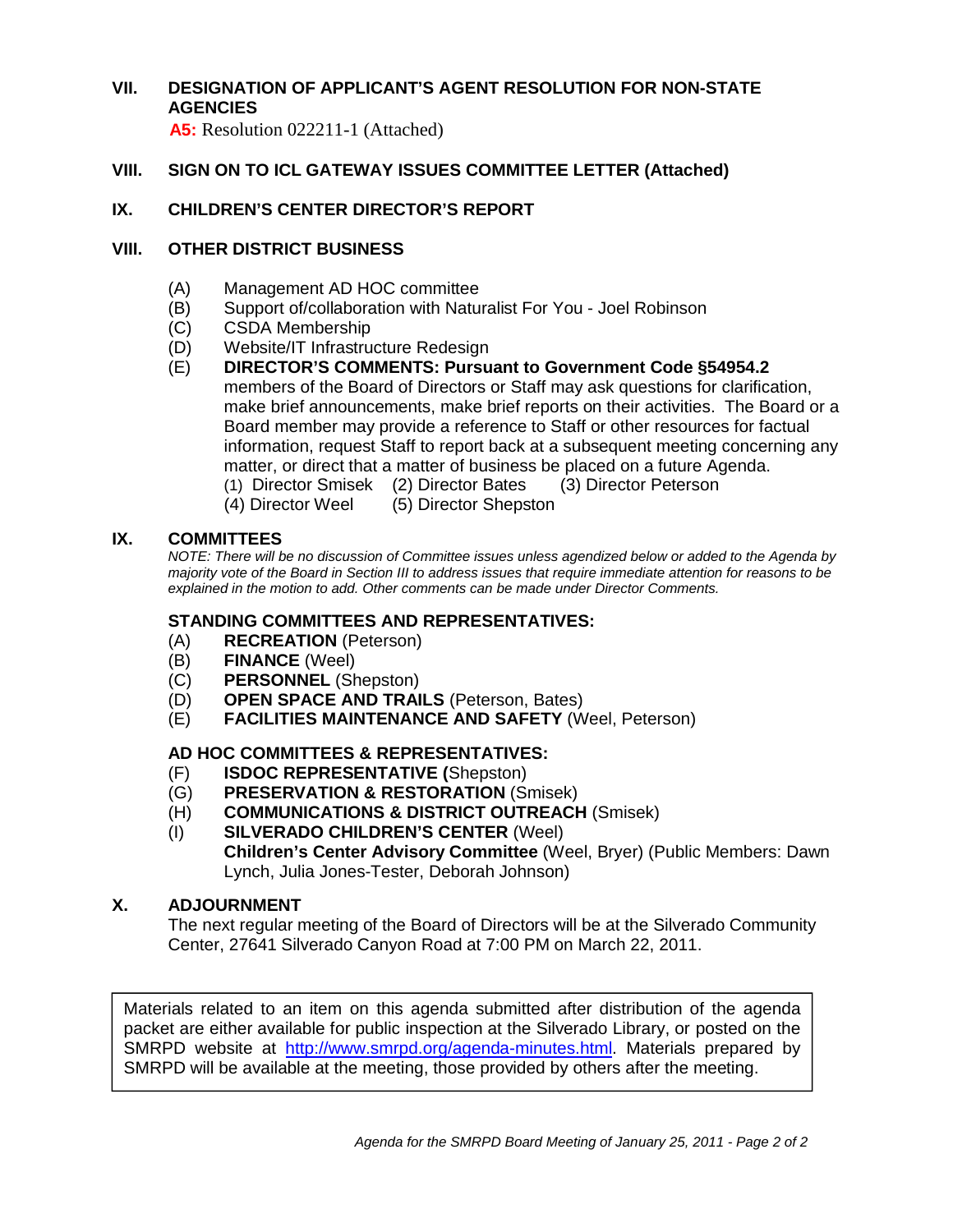## VII. DESIGNATION OF APPLICANT'S AGENT RESOLUTION FOR NON-STATE AGENCIES

**A5:** Resolution 022211-1 (Attached)

## VIII. SIGN ON TO ICL GATEWAY ISSUES COMMITTEE LETTER (Attached)

## IX. CHILDREN'S CENTER DIRECTOR'S REPORT

## VIII. OTHER DISTRICT BUSINESS

(A) Management AD HOC committee
(B) Support of/collaboration with Naturalist For You - Joel Robinson
(C) CSDA Membership
(D) Website/IT Infrastructure Redesign
(E) **DIRECTOR'S COMMENTS: Pursuant to Government Code §54954.2** members of the Board of Directors or Staff may ask questions for clarification, make brief announcements, make brief reports on their activities. The Board or a Board member may provide a reference to Staff or other resources for factual information, request Staff to report back at a subsequent meeting concerning any matter, or direct that a matter of business be placed on a future Agenda.
(1) Director Smisek (2) Director Bates (3) Director Peterson
(4) Director Weel (5) Director Shepston

## IX. COMMITTEES

*NOTE: There will be no discussion of Committee issues unless agendized below or added to the Agenda by majority vote of the Board in Section III to address issues that require immediate attention for reasons to be explained in the motion to add. Other comments can be made under Director Comments.*

### STANDING COMMITTEES AND REPRESENTATIVES:

(A) **RECREATION** (Peterson)
(B) **FINANCE** (Weel)
(C) **PERSONNEL** (Shepston)
(D) **OPEN SPACE AND TRAILS** (Peterson, Bates)
(E) **FACILITIES MAINTENANCE AND SAFETY** (Weel, Peterson)

### AD HOC COMMITTEES & REPRESENTATIVES:

(F) **ISDOC REPRESENTATIVE (**Shepston)
(G) **PRESERVATION & RESTORATION** (Smisek)
(H) **COMMUNICATIONS & DISTRICT OUTREACH** (Smisek)
(I) **SILVERADO CHILDREN'S CENTER** (Weel)
**Children's Center Advisory Committee** (Weel, Bryer) (Public Members: Dawn Lynch, Julia Jones-Tester, Deborah Johnson)

## X. ADJOURNMENT

The next regular meeting of the Board of Directors will be at the Silverado Community Center, 27641 Silverado Canyon Road at 7:00 PM on March 22, 2011.

Materials related to an item on this agenda submitted after distribution of the agenda packet are either available for public inspection at the Silverado Library, or posted on the SMRPD website at http://www.smrpd.org/agenda-minutes.html. Materials prepared by SMRPD will be available at the meeting, those provided by others after the meeting.